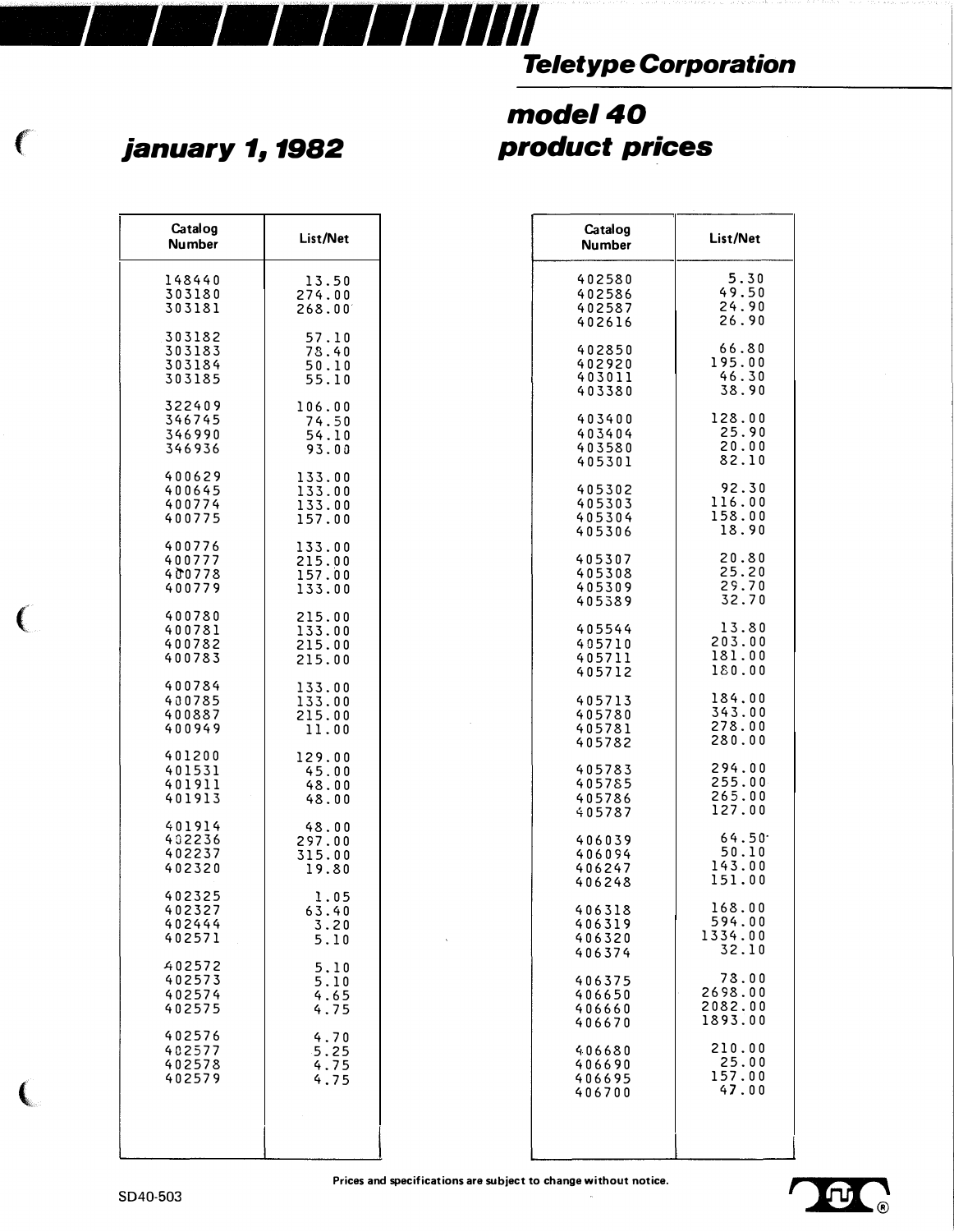# Teletype Corporation

## model 40 product prices

## january 1, 1982

| Catalog Number | List/Net |
|---|---|
| 148440 | 13.50 |
| 303180 | 274.00 |
| 303181 | 268.00 |
| 303182 | 57.10 |
| 303183 | 78.40 |
| 303184 | 50.10 |
| 303185 | 55.10 |
| 322409 | 106.00 |
| 346745 | 74.50 |
| 346990 | 54.10 |
| 346936 | 93.00 |
| 400629 | 133.00 |
| 400645 | 133.00 |
| 400774 | 133.00 |
| 400775 | 157.00 |
| 400776 | 133.00 |
| 400777 | 215.00 |
| 400778 | 157.00 |
| 400779 | 133.00 |
| 400780 | 215.00 |
| 400781 | 133.00 |
| 400782 | 215.00 |
| 400783 | 215.00 |
| 400784 | 133.00 |
| 400785 | 133.00 |
| 400887 | 215.00 |
| 400949 | 11.00 |
| 401200 | 129.00 |
| 401531 | 45.00 |
| 401911 | 48.00 |
| 401913 | 48.00 |
| 401914 | 48.00 |
| 402236 | 297.00 |
| 402237 | 315.00 |
| 402320 | 19.80 |
| 402325 | 1.05 |
| 402327 | 63.40 |
| 402444 | 3.20 |
| 402571 | 5.10 |
| 402572 | 5.10 |
| 402573 | 5.10 |
| 402574 | 4.65 |
| 402575 | 4.75 |
| 402576 | 4.70 |
| 402577 | 5.25 |
| 402578 | 4.75 |
| 402579 | 4.75 |

| Catalog Number | List/Net |
|---|---|
| 402580 | 5.30 |
| 402586 | 49.50 |
| 402587 | 24.90 |
| 402616 | 26.90 |
| 402850 | 66.80 |
| 402920 | 195.00 |
| 403011 | 46.30 |
| 403380 | 38.90 |
| 403400 | 128.00 |
| 403404 | 25.90 |
| 403580 | 20.00 |
| 405301 | 82.10 |
| 405302 | 92.30 |
| 405303 | 116.00 |
| 405304 | 158.00 |
| 405306 | 18.90 |
| 405307 | 20.80 |
| 405308 | 25.20 |
| 405309 | 29.70 |
| 405389 | 32.70 |
| 405544 | 13.80 |
| 405710 | 203.00 |
| 405711 | 181.00 |
| 405712 | 180.00 |
| 405713 | 184.00 |
| 405780 | 343.00 |
| 405781 | 278.00 |
| 405782 | 280.00 |
| 405783 | 294.00 |
| 405785 | 255.00 |
| 405786 | 265.00 |
| 405787 | 127.00 |
| 406039 | 64.50 |
| 406094 | 50.10 |
| 406247 | 143.00 |
| 406248 | 151.00 |
| 406318 | 168.00 |
| 406319 | 594.00 |
| 406320 | 1334.00 |
| 406374 | 32.10 |
| 406375 | 78.00 |
| 406650 | 2698.00 |
| 406660 | 2082.00 |
| 406670 | 1893.00 |
| 406680 | 210.00 |
| 406690 | 25.00 |
| 406695 | 157.00 |
| 406700 | 47.00 |

Prices and specifications are subject to change without notice.

SD40-503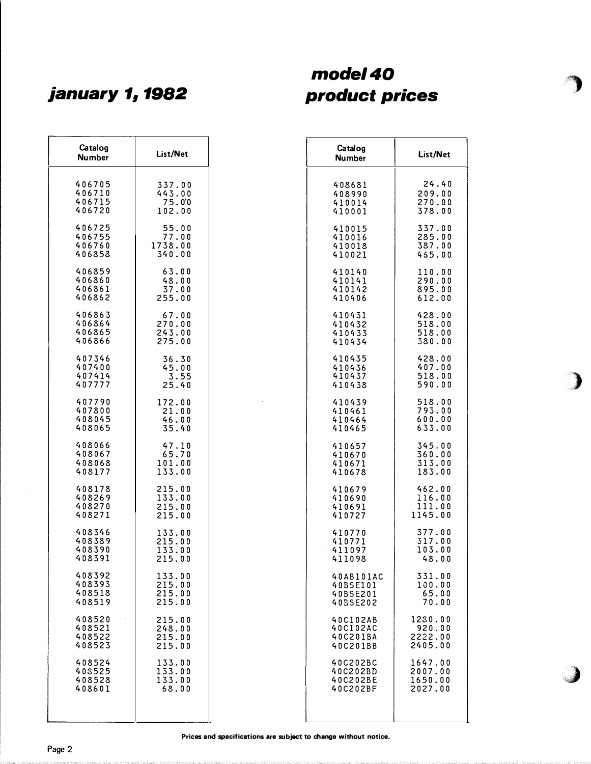# january 1, 1982

# model 40 product prices

| Catalog Number | List/Net |
|---|---|
| 406705 | 337.00 |
| 406710 | 443.00 |
| 406715 | 75.00 |
| 406720 | 102.00 |
| 406725 | 55.00 |
| 406755 | 77.00 |
| 406760 | 1738.00 |
| 406858 | 340.00 |
| 406859 | 63.00 |
| 406860 | 48.00 |
| 406861 | 37.00 |
| 406862 | 255.00 |
| 406863 | 67.00 |
| 406864 | 270.00 |
| 406865 | 243.00 |
| 406866 | 275.00 |
| 407346 | 36.30 |
| 407400 | 45.00 |
| 407414 | 3.55 |
| 407777 | 25.40 |
| 407790 | 172.00 |
| 407800 | 21.00 |
| 408045 | 46.00 |
| 408065 | 35.40 |
| 408066 | 47.10 |
| 408067 | 65.70 |
| 408068 | 101.00 |
| 408177 | 133.00 |
| 408178 | 215.00 |
| 408269 | 133.00 |
| 408270 | 215.00 |
| 408271 | 215.00 |
| 408346 | 133.00 |
| 408389 | 215.00 |
| 408390 | 133.00 |
| 408391 | 215.00 |
| 408392 | 133.00 |
| 408393 | 215.00 |
| 408518 | 215.00 |
| 408519 | 215.00 |
| 408520 | 215.00 |
| 408521 | 248.00 |
| 408522 | 215.00 |
| 408523 | 215.00 |
| 408524 | 133.00 |
| 408525 | 133.00 |
| 408528 | 133.00 |
| 408601 | 68.00 |

| Catalog Number | List/Net |
|---|---|
| 408681 | 24.40 |
| 408990 | 209.00 |
| 410014 | 270.00 |
| 410001 | 378.00 |
| 410015 | 337.00 |
| 410016 | 285.00 |
| 410018 | 387.00 |
| 410021 | 465.00 |
| 410140 | 110.00 |
| 410141 | 290.00 |
| 410142 | 895.00 |
| 410406 | 612.00 |
| 410431 | 428.00 |
| 410432 | 518.00 |
| 410433 | 518.00 |
| 410434 | 380.00 |
| 410435 | 428.00 |
| 410436 | 407.00 |
| 410437 | 518.00 |
| 410438 | 590.00 |
| 410439 | 518.00 |
| 410461 | 793.00 |
| 410464 | 600.00 |
| 410465 | 633.00 |
| 410657 | 345.00 |
| 410670 | 360.00 |
| 410671 | 313.00 |
| 410678 | 183.00 |
| 410679 | 462.00 |
| 410690 | 116.00 |
| 410691 | 111.00 |
| 410727 | 1145.00 |
| 410770 | 377.00 |
| 410771 | 317.00 |
| 411097 | 103.00 |
| 411098 | 48.00 |
| 40AB101AC | 331.00 |
| 40BSE101 | 100.00 |
| 40BSE201 | 65.00 |
| 40BSE202 | 70.00 |
| 40C102AB | 1280.00 |
| 40C102AC | 920.00 |
| 40C201BA | 2222.00 |
| 40C201BB | 2405.00 |
| 40C202BC | 1647.00 |
| 40C202BD | 2007.00 |
| 40C202BE | 1650.00 |
| 40C202BF | 2027.00 |

**Prices and specifications are subject to change without notice.**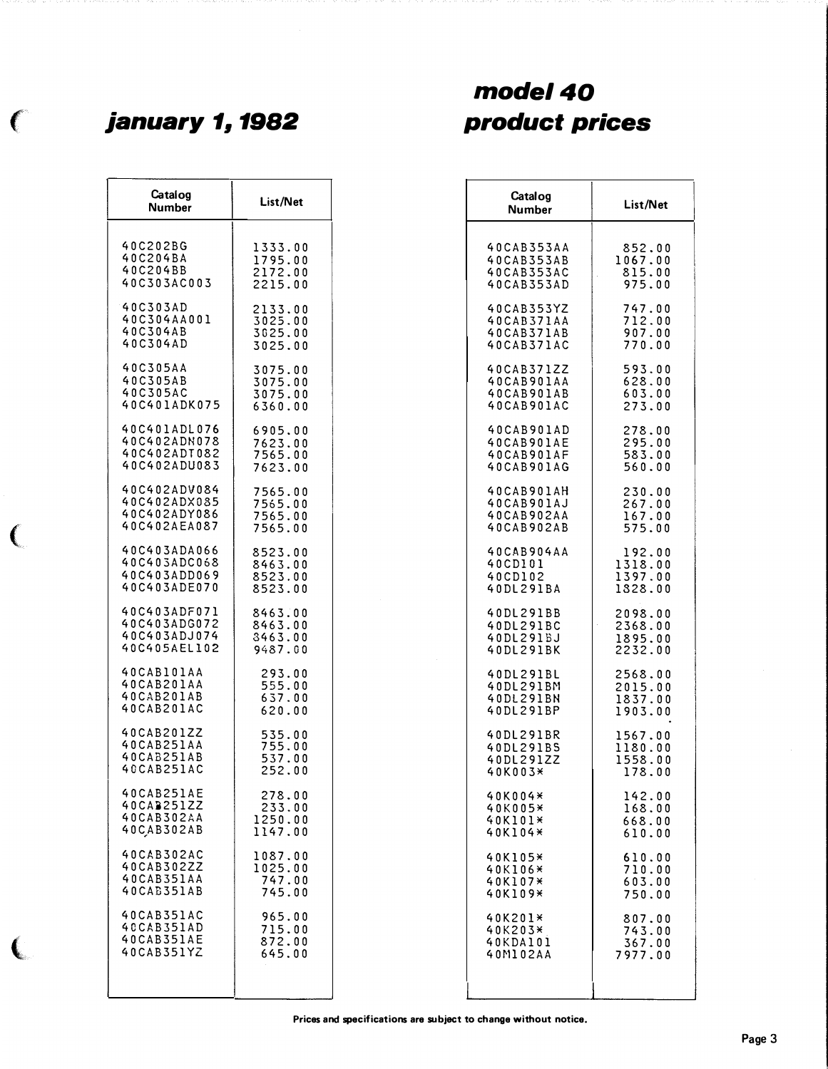# january 1, 1982

# model 40 product prices

| Catalog Number | List/Net |
|---|---|
| 40C202BG | 1333.00 |
| 40C204BA | 1795.00 |
| 40C204BB | 2172.00 |
| 40C303AC003 | 2215.00 |
| 40C303AD | 2133.00 |
| 40C304AA001 | 3025.00 |
| 40C304AB | 3025.00 |
| 40C304AD | 3025.00 |
| 40C305AA | 3075.00 |
| 40C305AB | 3075.00 |
| 40C305AC | 3075.00 |
| 40C401ADK075 | 6360.00 |
| 40C401ADL076 | 6905.00 |
| 40C402ADN078 | 7623.00 |
| 40C402ADT082 | 7565.00 |
| 40C402ADU083 | 7623.00 |
| 40C402ADV084 | 7565.00 |
| 40C402ADX085 | 7565.00 |
| 40C402ADY086 | 7565.00 |
| 40C402AEA087 | 7565.00 |
| 40C403ADA066 | 8523.00 |
| 40C403ADC068 | 8463.00 |
| 40C403ADD069 | 8523.00 |
| 40C403ADE070 | 8523.00 |
| 40C403ADF071 | 8463.00 |
| 40C403ADG072 | 8463.00 |
| 40C403ADJ074 | 8463.00 |
| 40C405AEL102 | 9487.00 |
| 40CAB101AA | 293.00 |
| 40CAB201AA | 555.00 |
| 40CAB201AB | 637.00 |
| 40CAB201AC | 620.00 |
| 40CAB201ZZ | 535.00 |
| 40CAB251AA | 755.00 |
| 40CAB251AB | 537.00 |
| 40CAB251AC | 252.00 |
| 40CAB251AE | 278.00 |
| 40CAB251ZZ | 233.00 |
| 40CAB302AA | 1250.00 |
| 40CAB302AB | 1147.00 |
| 40CAB302AC | 1087.00 |
| 40CAB302ZZ | 1025.00 |
| 40CAB351AA | 747.00 |
| 40CAB351AB | 745.00 |
| 40CAB351AC | 965.00 |
| 40CAB351AD | 715.00 |
| 40CAB351AE | 872.00 |
| 40CAB351YZ | 645.00 |
| 40CAB353AA | 852.00 |
| 40CAB353AB | 1067.00 |
| 40CAB353AC | 815.00 |
| 40CAB353AD | 975.00 |
| 40CAB353YZ | 747.00 |
| 40CAB371AA | 712.00 |
| 40CAB371AB | 907.00 |
| 40CAB371AC | 770.00 |
| 40CAB371ZZ | 593.00 |
| 40CAB901AA | 628.00 |
| 40CAB901AB | 603.00 |
| 40CAB901AC | 273.00 |
| 40CAB901AD | 278.00 |
| 40CAB901AE | 295.00 |
| 40CAB901AF | 583.00 |
| 40CAB901AG | 560.00 |
| 40CAB901AH | 230.00 |
| 40CAB901AJ | 267.00 |
| 40CAB902AA | 167.00 |
| 40CAB902AB | 575.00 |
| 40CAB904AA | 192.00 |
| 40CD101 | 1318.00 |
| 40CD102 | 1397.00 |
| 40DL291BA | 1828.00 |
| 40DL291BB | 2098.00 |
| 40DL291BC | 2368.00 |
| 40DL291BJ | 1895.00 |
| 40DL291BK | 2232.00 |
| 40DL291BL | 2568.00 |
| 40DL291BM | 2015.00 |
| 40DL291BN | 1837.00 |
| 40DL291BP | 1903.00 |
| 40DL291BR | 1567.00 |
| 40DL291BS | 1180.00 |
| 40DL291ZZ | 1558.00 |
| 40K003* | 178.00 |
| 40K004* | 142.00 |
| 40K005* | 168.00 |
| 40K101* | 668.00 |
| 40K104* | 610.00 |
| 40K105* | 610.00 |
| 40K106* | 710.00 |
| 40K107* | 603.00 |
| 40K109* | 750.00 |
| 40K201* | 807.00 |
| 40K203* | 743.00 |
| 40KDA101 | 367.00 |
| 40M102AA | 7977.00 |

**Prices and specifications are subject to change without notice.**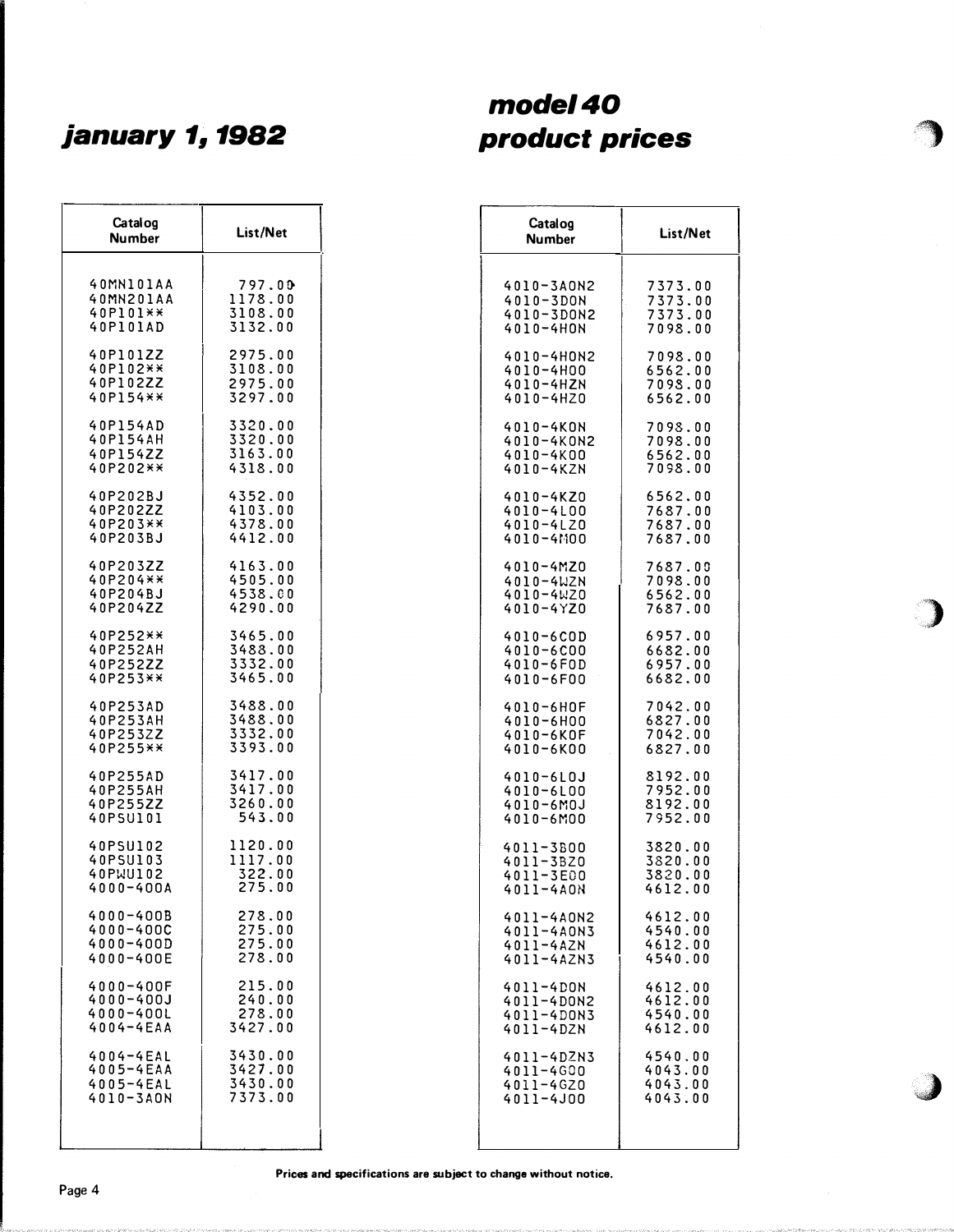# january 1, 1982

# model 40 product prices

| Catalog Number | List/Net |
|---|---|
| 40MN101AA | 797.00 |
| 40MN201AA | 1178.00 |
| 40P101** | 3108.00 |
| 40P101AD | 3132.00 |
| 40P101ZZ | 2975.00 |
| 40P102** | 3108.00 |
| 40P102ZZ | 2975.00 |
| 40P154** | 3297.00 |
| 40P154AD | 3320.00 |
| 40P154AH | 3320.00 |
| 40P154ZZ | 3163.00 |
| 40P202** | 4318.00 |
| 40P202BJ | 4352.00 |
| 40P202ZZ | 4103.00 |
| 40P203** | 4378.00 |
| 40P203BJ | 4412.00 |
| 40P203ZZ | 4163.00 |
| 40P204** | 4505.00 |
| 40P204BJ | 4538.00 |
| 40P204ZZ | 4290.00 |
| 40P252** | 3465.00 |
| 40P252AH | 3488.00 |
| 40P252ZZ | 3332.00 |
| 40P253** | 3465.00 |
| 40P253AD | 3488.00 |
| 40P253AH | 3488.00 |
| 40P253ZZ | 3332.00 |
| 40P255** | 3393.00 |
| 40P255AD | 3417.00 |
| 40P255AH | 3417.00 |
| 40P255ZZ | 3260.00 |
| 40PSU101 | 543.00 |
| 40PSU102 | 1120.00 |
| 40PSU103 | 1117.00 |
| 40PWU102 | 322.00 |
| 4000-400A | 275.00 |
| 4000-400B | 278.00 |
| 4000-400C | 275.00 |
| 4000-400D | 275.00 |
| 4000-400E | 278.00 |
| 4000-400F | 215.00 |
| 4000-400J | 240.00 |
| 4000-400L | 278.00 |
| 4004-4EAA | 3427.00 |
| 4004-4EAL | 3430.00 |
| 4005-4EAA | 3427.00 |
| 4005-4EAL | 3430.00 |
| 4010-3A0N | 7373.00 |

| Catalog Number | List/Net |
|---|---|
| 4010-3A0N2 | 7373.00 |
| 4010-3D0N | 7373.00 |
| 4010-3D0N2 | 7373.00 |
| 4010-4H0N | 7098.00 |
| 4010-4H0N2 | 7098.00 |
| 4010-4H00 | 6562.00 |
| 4010-4HZN | 7098.00 |
| 4010-4HZ0 | 6562.00 |
| 4010-4K0N | 7098.00 |
| 4010-4K0N2 | 7098.00 |
| 4010-4K00 | 6562.00 |
| 4010-4KZN | 7098.00 |
| 4010-4KZ0 | 6562.00 |
| 4010-4L00 | 7687.00 |
| 4010-4LZ0 | 7687.00 |
| 4010-4M00 | 7687.00 |
| 4010-4MZ0 | 7687.00 |
| 4010-4WZN | 7098.00 |
| 4010-4WZ0 | 6562.00 |
| 4010-4YZ0 | 7687.00 |
| 4010-6C0D | 6957.00 |
| 4010-6C00 | 6682.00 |
| 4010-6F0D | 6957.00 |
| 4010-6F00 | 6682.00 |
| 4010-6H0F | 7042.00 |
| 4010-6H00 | 6827.00 |
| 4010-6K0F | 7042.00 |
| 4010-6K00 | 6827.00 |
| 4010-6L0J | 8192.00 |
| 4010-6L00 | 7952.00 |
| 4010-6M0J | 8192.00 |
| 4010-6M00 | 7952.00 |
| 4011-3B00 | 3820.00 |
| 4011-3BZ0 | 3820.00 |
| 4011-3E00 | 3820.00 |
| 4011-4A0N | 4612.00 |
| 4011-4A0N2 | 4612.00 |
| 4011-4A0N3 | 4540.00 |
| 4011-4AZN | 4612.00 |
| 4011-4AZN3 | 4540.00 |
| 4011-4D0N | 4612.00 |
| 4011-4D0N2 | 4612.00 |
| 4011-4D0N3 | 4540.00 |
| 4011-4DZN | 4612.00 |
| 4011-4DZN3 | 4540.00 |
| 4011-4G00 | 4043.00 |
| 4011-4GZ0 | 4043.00 |
| 4011-4J00 | 4043.00 |

**Prices and specifications are subject to change without notice.**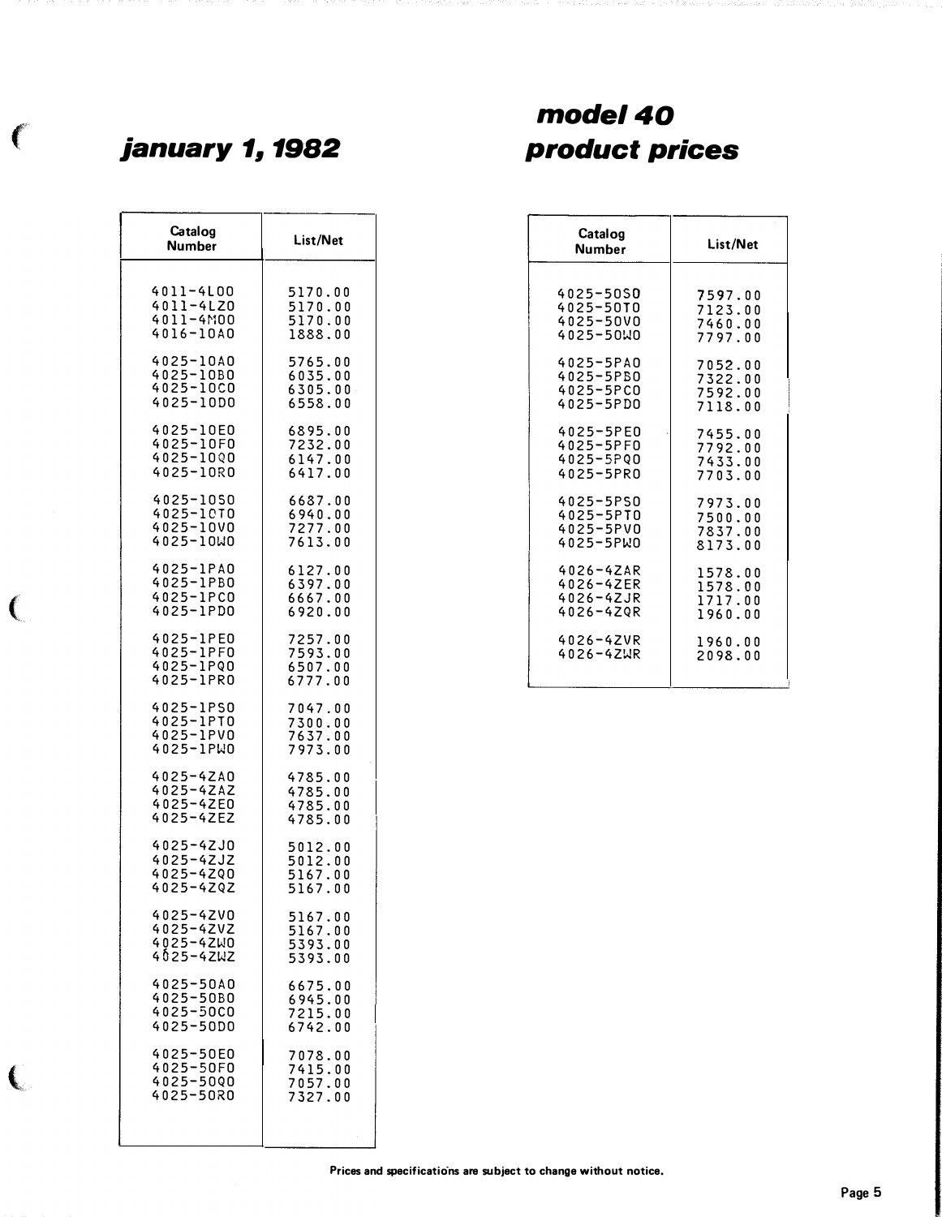# january 1, 1982

# model 40 product prices

| Catalog Number | List/Net |
|---|---|
| 4011-4L00 | 5170.00 |
| 4011-4LZ0 | 5170.00 |
| 4011-4M00 | 5170.00 |
| 4016-10A0 | 1888.00 |
| 4025-10A0 | 5765.00 |
| 4025-10B0 | 6035.00 |
| 4025-10C0 | 6305.00 |
| 4025-10D0 | 6558.00 |
| 4025-10E0 | 6895.00 |
| 4025-10F0 | 7232.00 |
| 4025-10Q0 | 6147.00 |
| 4025-10R0 | 6417.00 |
| 4025-10S0 | 6687.00 |
| 4025-10T0 | 6940.00 |
| 4025-10V0 | 7277.00 |
| 4025-10W0 | 7613.00 |
| 4025-1PA0 | 6127.00 |
| 4025-1PB0 | 6397.00 |
| 4025-1PC0 | 6667.00 |
| 4025-1PD0 | 6920.00 |
| 4025-1PE0 | 7257.00 |
| 4025-1PF0 | 7593.00 |
| 4025-1PQ0 | 6507.00 |
| 4025-1PR0 | 6777.00 |
| 4025-1PS0 | 7047.00 |
| 4025-1PT0 | 7300.00 |
| 4025-1PV0 | 7637.00 |
| 4025-1PW0 | 7973.00 |
| 4025-4ZA0 | 4785.00 |
| 4025-4ZAZ | 4785.00 |
| 4025-4ZE0 | 4785.00 |
| 4025-4ZEZ | 4785.00 |
| 4025-4ZJ0 | 5012.00 |
| 4025-4ZJZ | 5012.00 |
| 4025-4ZQ0 | 5167.00 |
| 4025-4ZQZ | 5167.00 |
| 4025-4ZV0 | 5167.00 |
| 4025-4ZVZ | 5167.00 |
| 4025-4ZW0 | 5393.00 |
| 4025-4ZWZ | 5393.00 |
| 4025-50A0 | 6675.00 |
| 4025-50B0 | 6945.00 |
| 4025-50C0 | 7215.00 |
| 4025-50D0 | 6742.00 |
| 4025-50E0 | 7078.00 |
| 4025-50F0 | 7415.00 |
| 4025-50Q0 | 7057.00 |
| 4025-50R0 | 7327.00 |
| 4025-50S0 | 7597.00 |
| 4025-50T0 | 7123.00 |
| 4025-50V0 | 7460.00 |
| 4025-50W0 | 7797.00 |
| 4025-5PA0 | 7052.00 |
| 4025-5PB0 | 7322.00 |
| 4025-5PC0 | 7592.00 |
| 4025-5PD0 | 7118.00 |
| 4025-5PE0 | 7455.00 |
| 4025-5PF0 | 7792.00 |
| 4025-5PQ0 | 7433.00 |
| 4025-5PR0 | 7703.00 |
| 4025-5PS0 | 7973.00 |
| 4025-5PT0 | 7500.00 |
| 4025-5PV0 | 7837.00 |
| 4025-5PW0 | 8173.00 |
| 4026-4ZAR | 1578.00 |
| 4026-4ZER | 1578.00 |
| 4026-4ZJR | 1717.00 |
| 4026-4ZQR | 1960.00 |
| 4026-4ZVR | 1960.00 |
| 4026-4ZWR | 2098.00 |

Prices and specifications are subject to change without notice.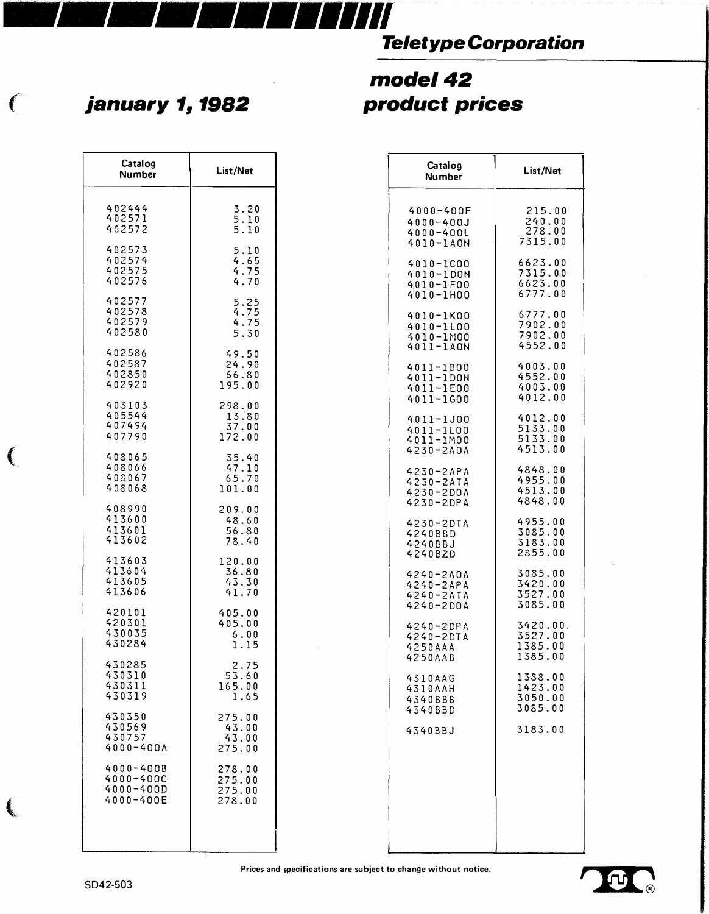# Teletype Corporation

## january 1, 1982

## model 42 product prices

| Catalog Number | List/Net |
|---|---|
| 402444 | 3.20 |
| 402571 | 5.10 |
| 402572 | 5.10 |
| 402573 | 5.10 |
| 402574 | 4.65 |
| 402575 | 4.75 |
| 402576 | 4.70 |
| 402577 | 5.25 |
| 402578 | 4.75 |
| 402579 | 4.75 |
| 402580 | 5.30 |
| 402586 | 49.50 |
| 402587 | 24.90 |
| 402850 | 66.80 |
| 402920 | 195.00 |
| 403103 | 298.00 |
| 405544 | 13.80 |
| 407494 | 37.00 |
| 407790 | 172.00 |
| 408065 | 35.40 |
| 408066 | 47.10 |
| 408067 | 65.70 |
| 408068 | 101.00 |
| 408990 | 209.00 |
| 413600 | 48.60 |
| 413601 | 56.80 |
| 413602 | 78.40 |
| 413603 | 120.00 |
| 413604 | 36.80 |
| 413605 | 43.30 |
| 413606 | 41.70 |
| 420101 | 405.00 |
| 420301 | 405.00 |
| 430035 | 6.00 |
| 430284 | 1.15 |
| 430285 | 2.75 |
| 430310 | 53.60 |
| 430311 | 165.00 |
| 430319 | 1.65 |
| 430350 | 275.00 |
| 430569 | 43.00 |
| 430757 | 43.00 |
| 4000-400A | 275.00 |
| 4000-400B | 278.00 |
| 4000-400C | 275.00 |
| 4000-400D | 275.00 |
| 4000-400E | 278.00 |

| Catalog Number | List/Net |
|---|---|
| 4000-400F | 215.00 |
| 4000-400J | 240.00 |
| 4000-400L | 278.00 |
| 4010-1A0N | 7315.00 |
| 4010-1C00 | 6623.00 |
| 4010-1D0N | 7315.00 |
| 4010-1F00 | 6623.00 |
| 4010-1H00 | 6777.00 |
| 4010-1K00 | 6777.00 |
| 4010-1L00 | 7902.00 |
| 4010-1M00 | 7902.00 |
| 4011-1A0N | 4552.00 |
| 4011-1B00 | 4003.00 |
| 4011-1D0N | 4552.00 |
| 4011-1E00 | 4003.00 |
| 4011-1G00 | 4012.00 |
| 4011-1J00 | 4012.00 |
| 4011-1L00 | 5133.00 |
| 4011-1M00 | 5133.00 |
| 4230-2A0A | 4513.00 |
| 4230-2APA | 4848.00 |
| 4230-2ATA | 4955.00 |
| 4230-2D0A | 4513.00 |
| 4230-2DPA | 4848.00 |
| 4230-2DTA | 4955.00 |
| 4240BBD | 3085.00 |
| 4240BBJ | 3183.00 |
| 4240BZD | 2855.00 |
| 4240-2A0A | 3085.00 |
| 4240-2APA | 3420.00 |
| 4240-2ATA | 3527.00 |
| 4240-2D0A | 3085.00 |
| 4240-2DPA | 3420.00. |
| 4240-2DTA | 3527.00 |
| 4250AAA | 1385.00 |
| 4250AAB | 1385.00 |
| 4310AAG | 1388.00 |
| 4310AAH | 1423.00 |
| 4340BBB | 3050.00 |
| 4340BBD | 3085.00 |
| 4340BBJ | 3183.00 |

Prices and specifications are subject to change without notice.

SD42-503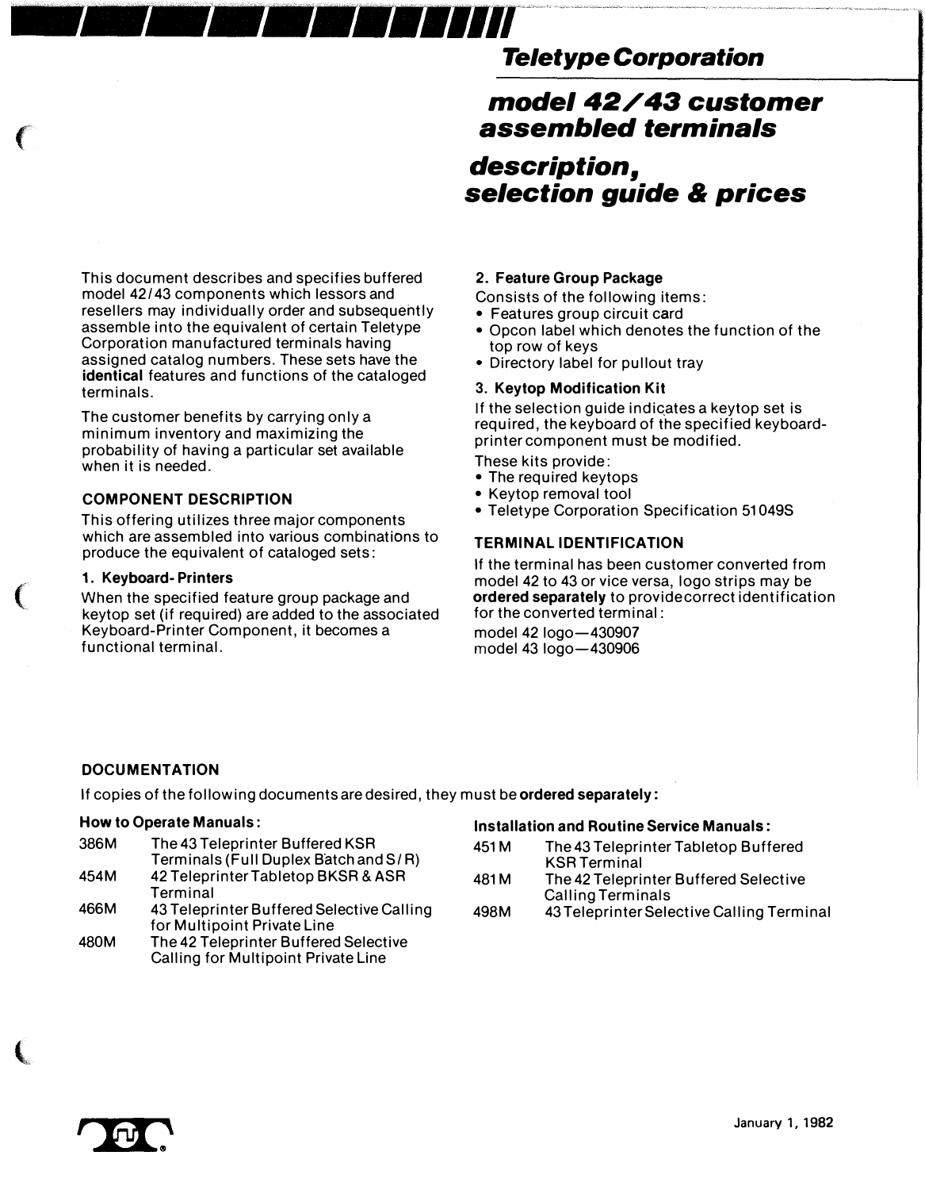# Teletype Corporation

# model 42/43 customer assembled terminals

## description, selection guide & prices

This document describes and specifies buffered model 42/43 components which lessors and resellers may individually order and subsequently assemble into the equivalent of certain Teletype Corporation manufactured terminals having assigned catalog numbers. These sets have the **identical** features and functions of the cataloged terminals.

The customer benefits by carrying only a minimum inventory and maximizing the probability of having a particular set available when it is needed.

### COMPONENT DESCRIPTION

This offering utilizes three major components which are assembled into various combinations to produce the equivalent of cataloged sets:

#### 1. Keyboard-Printers

When the specified feature group package and keytop set (if required) are added to the associated Keyboard-Printer Component, it becomes a functional terminal.

#### 2. Feature Group Package

Consists of the following items:

- Features group circuit card
- Opcon label which denotes the function of the top row of keys
- Directory label for pullout tray

#### 3. Keytop Modification Kit

If the selection guide indicates a keytop set is required, the keyboard of the specified keyboard-printer component must be modified.

These kits provide:

- The required keytops
- Keytop removal tool
- Teletype Corporation Specification 51049S

### TERMINAL IDENTIFICATION

If the terminal has been customer converted from model 42 to 43 or vice versa, logo strips may be **ordered separately** to provide correct identification for the converted terminal:

model 42 logo—430907
model 43 logo—430906

### DOCUMENTATION

If copies of the following documents are desired, they must be **ordered separately**:

**How to Operate Manuals:**

| | |
|---|---|
| 386M | The 43 Teleprinter Buffered KSR Terminals (Full Duplex Batch and S/R) |
| 454M | 42 Teleprinter Tabletop BKSR & ASR Terminal |
| 466M | 43 Teleprinter Buffered Selective Calling for Multipoint Private Line |
| 480M | The 42 Teleprinter Buffered Selective Calling for Multipoint Private Line |

**Installation and Routine Service Manuals:**

| | |
|---|---|
| 451M | The 43 Teleprinter Tabletop Buffered KSR Terminal |
| 481M | The 42 Teleprinter Buffered Selective Calling Terminals |
| 498M | 43 Teleprinter Selective Calling Terminal |

January 1, 1982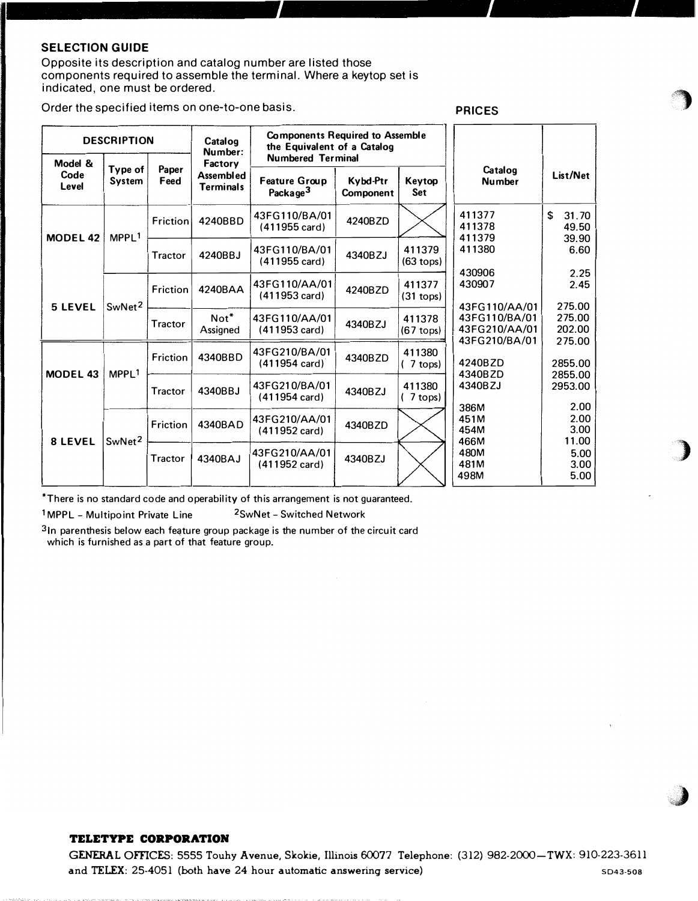## SELECTION GUIDE

Opposite its description and catalog number are listed those components required to assemble the terminal. Where a keytop set is indicated, one must be ordered.

Order the specified items on one-to-one basis.

| DESCRIPTION | | | Catalog Number: Factory Assembled Terminals | Components Required to Assemble the Equivalent of a Catalog Numbered Terminal | | |
|---|---|---|---|---|---|---|
| Model & Code Level | Type of System | Paper Feed | | Feature Group Package[3] | Kybd-Ptr Component | Keytop Set |
| MODEL 42 5 LEVEL | MPPL[1] | Friction | 4240BBD | 43FG110/BA/01 (411955 card) | 4240BZD | X |
| | | Tractor | 4240BBJ | 43FG110/BA/01 (411955 card) | 4340BZJ | 411379 (63 tops) |
| | SwNet[2] | Friction | 4240BAA | 43FG110/AA/01 (411953 card) | 4240BZD | 411377 (31 tops) |
| | | Tractor | Not* Assigned | 43FG110/AA/01 (411953 card) | 4340BZJ | 411378 (67 tops) |
| MODEL 43 8 LEVEL | MPPL[1] | Friction | 4340BBD | 43FG210/BA/01 (411954 card) | 4340BZD | 411380 ( 7 tops) |
| | | Tractor | 4340BBJ | 43FG210/BA/01 (411954 card) | 4340BZJ | 411380 ( 7 tops) |
| | SwNet[2] | Friction | 4340BAD | 43FG210/AA/01 (411952 card) | 4340BZD | X |
| | | Tractor | 4340BAJ | 43FG210/AA/01 (411952 card) | 4340BZJ | X |

*There is no standard code and operability of this arrangement is not guaranteed.

[1]MPPL – Multipoint Private Line    [2]SwNet – Switched Network

[3]In parenthesis below each feature group package is the number of the circuit card which is furnished as a part of that feature group.

## PRICES

| Catalog Number | List/Net |
|---|---|
| 411377 | $ 31.70 |
| 411378 | 49.50 |
| 411379 | 39.90 |
| 411380 | 6.60 |
| 430906 | 2.25 |
| 430907 | 2.45 |
| 43FG110/AA/01 | 275.00 |
| 43FG110/BA/01 | 275.00 |
| 43FG210/AA/01 | 202.00 |
| 43FG210/BA/01 | 275.00 |
| 4240BZD | 2855.00 |
| 4340BZD | 2855.00 |
| 4340BZJ | 2953.00 |
| 386M | 2.00 |
| 451M | 2.00 |
| 454M | 3.00 |
| 466M | 11.00 |
| 480M | 5.00 |
| 481M | 3.00 |
| 498M | 5.00 |

**TELETYPE CORPORATION**

GENERAL OFFICES: 5555 Touhy Avenue, Skokie, Illinois 60077 Telephone: (312) 982-2000—TWX: 910-223-3611 and TELEX: 25-4051 (both have 24 hour automatic answering service)

SD43-508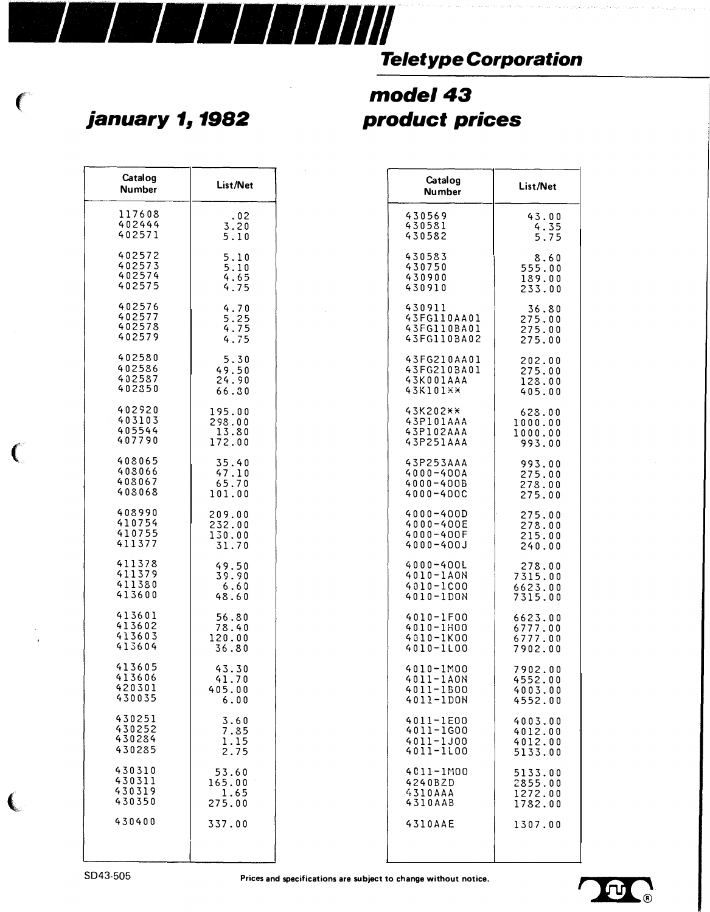## Teletype Corporation

# model 43 product prices

## january 1, 1982

| Catalog Number | List/Net |
|---|---|
| 117608 | .02 |
| 402444 | 3.20 |
| 402571 | 5.10 |
| 402572 | 5.10 |
| 402573 | 5.10 |
| 402574 | 4.65 |
| 402575 | 4.75 |
| 402576 | 4.70 |
| 402577 | 5.25 |
| 402578 | 4.75 |
| 402579 | 4.75 |
| 402580 | 5.30 |
| 402586 | 49.50 |
| 402587 | 24.90 |
| 402850 | 66.80 |
| 402920 | 195.00 |
| 403103 | 298.00 |
| 405544 | 13.80 |
| 407790 | 172.00 |
| 408065 | 35.40 |
| 408066 | 47.10 |
| 408067 | 65.70 |
| 408068 | 101.00 |
| 408990 | 209.00 |
| 410754 | 232.00 |
| 410755 | 130.00 |
| 411377 | 31.70 |
| 411378 | 49.50 |
| 411379 | 39.90 |
| 411380 | 6.60 |
| 413600 | 48.60 |
| 413601 | 56.80 |
| 413602 | 78.40 |
| 413603 | 120.00 |
| 413604 | 36.80 |
| 413605 | 43.30 |
| 413606 | 41.70 |
| 420301 | 405.00 |
| 430035 | 6.00 |
| 430251 | 3.60 |
| 430252 | 7.85 |
| 430284 | 1.15 |
| 430285 | 2.75 |
| 430310 | 53.60 |
| 430311 | 165.00 |
| 430319 | 1.65 |
| 430350 | 275.00 |
| 430400 | 337.00 |

| Catalog Number | List/Net |
|---|---|
| 430569 | 43.00 |
| 430581 | 4.35 |
| 430582 | 5.75 |
| 430583 | 8.60 |
| 430750 | 555.00 |
| 430900 | 189.00 |
| 430910 | 233.00 |
| 430911 | 36.80 |
| 43FG110AA01 | 275.00 |
| 43FG110BA01 | 275.00 |
| 43FG110BA02 | 275.00 |
| 43FG210AA01 | 202.00 |
| 43FG210BA01 | 275.00 |
| 43K001AAA | 128.00 |
| 43K101** | 405.00 |
| 43K202** | 628.00 |
| 43P101AAA | 1000.00 |
| 43P102AAA | 1000.00 |
| 43P251AAA | 993.00 |
| 43P253AAA | 993.00 |
| 4000-400A | 275.00 |
| 4000-400B | 278.00 |
| 4000-400C | 275.00 |
| 4000-400D | 275.00 |
| 4000-400E | 278.00 |
| 4000-400F | 215.00 |
| 4000-400J | 240.00 |
| 4000-400L | 278.00 |
| 4010-1A0N | 7315.00 |
| 4010-1C00 | 6623.00 |
| 4010-1D0N | 7315.00 |
| 4010-1F00 | 6623.00 |
| 4010-1H00 | 6777.00 |
| 4010-1K00 | 6777.00 |
| 4010-1L00 | 7902.00 |
| 4010-1M00 | 7902.00 |
| 4011-1A0N | 4552.00 |
| 4011-1B00 | 4003.00 |
| 4011-1D0N | 4552.00 |
| 4011-1E00 | 4003.00 |
| 4011-1G00 | 4012.00 |
| 4011-1J00 | 4012.00 |
| 4011-1L00 | 5133.00 |
| 4011-1M00 | 5133.00 |
| 4240BZD | 2855.00 |
| 4310AAA | 1272.00 |
| 4310AAB | 1782.00 |
| 4310AAE | 1307.00 |

SD43-505

**Prices and specifications are subject to change without notice.**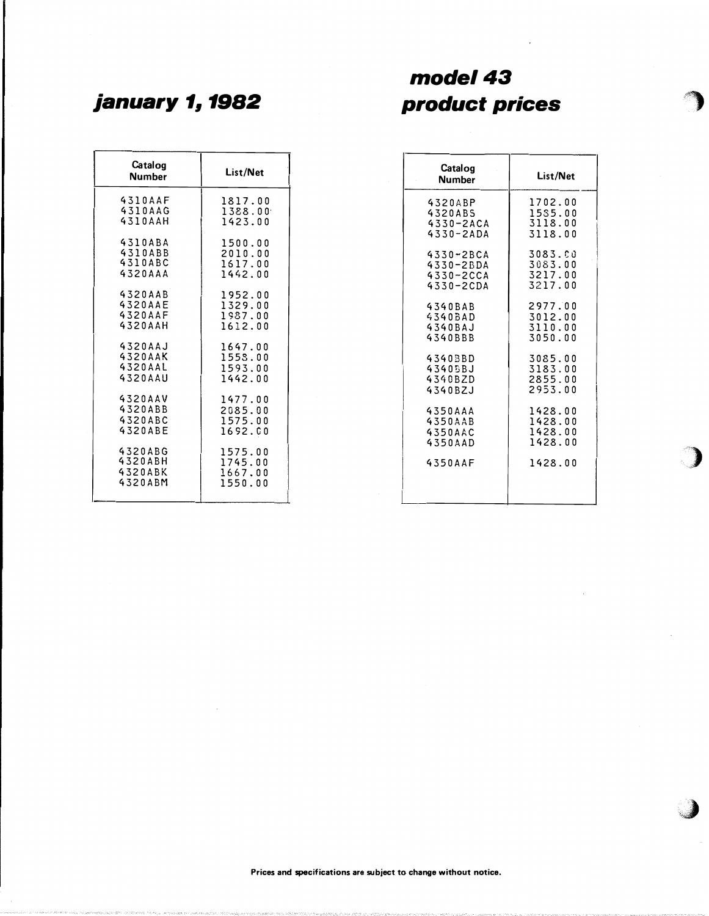# january 1, 1982

# model 43 product prices

| Catalog Number | List/Net |
|---|---|
| 4310AAF | 1817.00 |
| 4310AAG | 1388.00 |
| 4310AAH | 1423.00 |
| 4310ABA | 1500.00 |
| 4310ABB | 2010.00 |
| 4310ABC | 1617.00 |
| 4320AAA | 1442.00 |
| 4320AAB | 1952.00 |
| 4320AAE | 1329.00 |
| 4320AAF | 1987.00 |
| 4320AAH | 1612.00 |
| 4320AAJ | 1647.00 |
| 4320AAK | 1558.00 |
| 4320AAL | 1593.00 |
| 4320AAU | 1442.00 |
| 4320AAV | 1477.00 |
| 4320ABB | 2085.00 |
| 4320ABC | 1575.00 |
| 4320ABE | 1692.00 |
| 4320ABG | 1575.00 |
| 4320ABH | 1745.00 |
| 4320ABK | 1667.00 |
| 4320ABM | 1550.00 |

| Catalog Number | List/Net |
|---|---|
| 4320ABP | 1702.00 |
| 4320ABS | 1585.00 |
| 4330-2ACA | 3118.00 |
| 4330-2ADA | 3118.00 |
| 4330-2BCA | 3083.00 |
| 4330-2BDA | 3083.00 |
| 4330-2CCA | 3217.00 |
| 4330-2CDA | 3217.00 |
| 4340BAB | 2977.00 |
| 4340BAD | 3012.00 |
| 4340BAJ | 3110.00 |
| 4340BBB | 3050.00 |
| 4340BBD | 3085.00 |
| 4340BBJ | 3183.00 |
| 4340BZD | 2855.00 |
| 4340BZJ | 2953.00 |
| 4350AAA | 1428.00 |
| 4350AAB | 1428.00 |
| 4350AAC | 1428.00 |
| 4350AAD | 1428.00 |
| 4350AAF | 1428.00 |

**Prices and specifications are subject to change without notice.**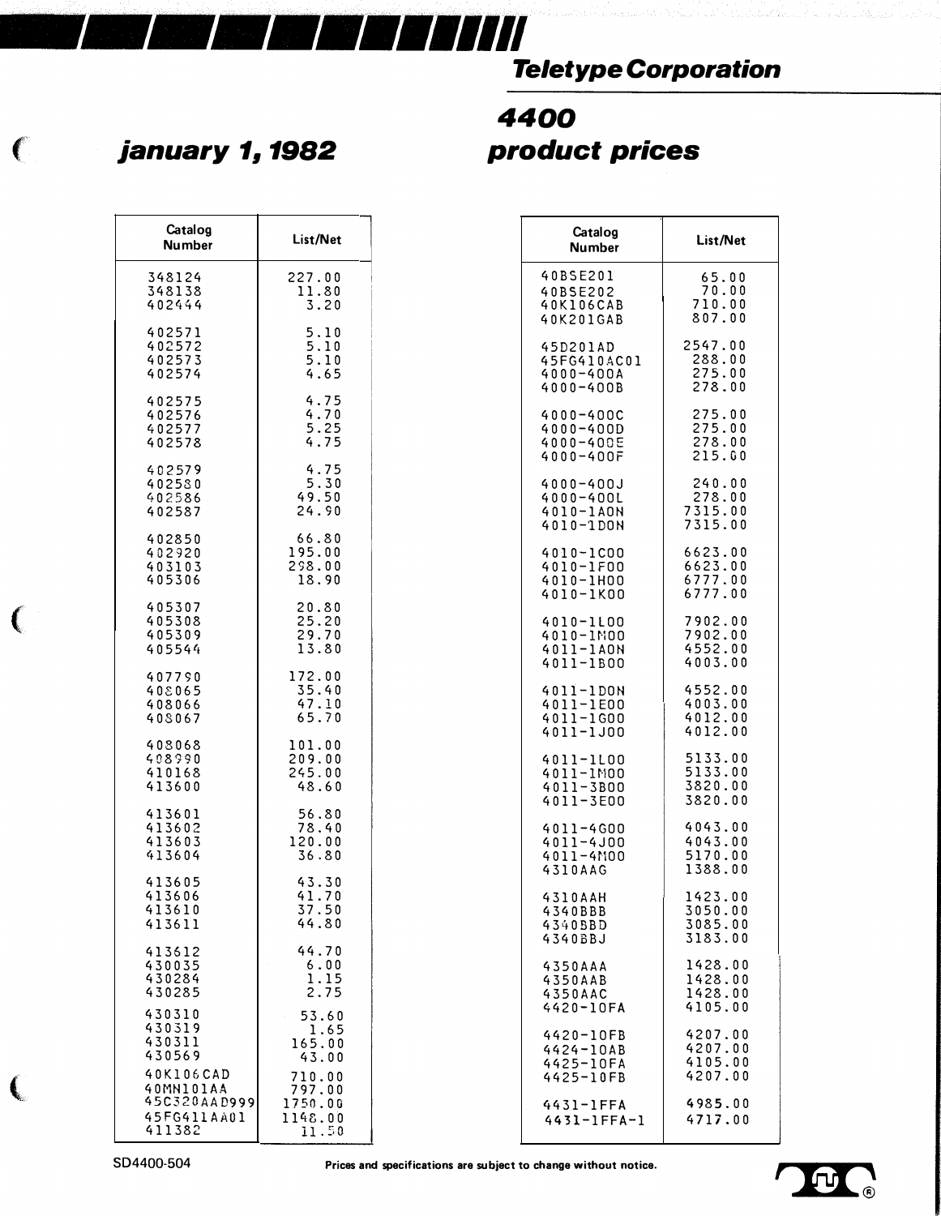**Teletype Corporation**

# january 1, 1982

# 4400 product prices

| Catalog Number | List/Net |
|---|---|
| 348124 | 227.00 |
| 348138 | 11.80 |
| 402444 | 3.20 |
| 402571 | 5.10 |
| 402572 | 5.10 |
| 402573 | 5.10 |
| 402574 | 4.65 |
| 402575 | 4.75 |
| 402576 | 4.70 |
| 402577 | 5.25 |
| 402578 | 4.75 |
| 402579 | 4.75 |
| 402580 | 5.30 |
| 402586 | 49.50 |
| 402587 | 24.90 |
| 402850 | 66.80 |
| 402920 | 195.00 |
| 403103 | 298.00 |
| 405306 | 18.90 |
| 405307 | 20.80 |
| 405308 | 25.20 |
| 405309 | 29.70 |
| 405544 | 13.80 |
| 407790 | 172.00 |
| 408065 | 35.40 |
| 408066 | 47.10 |
| 408067 | 65.70 |
| 408068 | 101.00 |
| 408990 | 209.00 |
| 410168 | 245.00 |
| 413600 | 48.60 |
| 413601 | 56.80 |
| 413602 | 78.40 |
| 413603 | 120.00 |
| 413604 | 36.80 |
| 413605 | 43.30 |
| 413606 | 41.70 |
| 413610 | 37.50 |
| 413611 | 44.80 |
| 413612 | 44.70 |
| 430035 | 6.00 |
| 430284 | 1.15 |
| 430285 | 2.75 |
| 430310 | 53.60 |
| 430319 | 1.65 |
| 430311 | 165.00 |
| 430569 | 43.00 |
| 40K106CAD | 710.00 |
| 40MN101AA | 797.00 |
| 45C320AAD999 | 1750.00 |
| 45FG411AA01 | 1148.00 |
| 411382 | 11.50 |

| Catalog Number | List/Net |
|---|---|
| 40BSE201 | 65.00 |
| 40BSE202 | 70.00 |
| 40K106CAB | 710.00 |
| 40K201GAB | 807.00 |
| 45D201AD | 2547.00 |
| 45FG410AC01 | 288.00 |
| 4000-400A | 275.00 |
| 4000-400B | 278.00 |
| 4000-400C | 275.00 |
| 4000-400D | 275.00 |
| 4000-400E | 278.00 |
| 4000-400F | 215.00 |
| 4000-400J | 240.00 |
| 4000-400L | 278.00 |
| 4010-1A0N | 7315.00 |
| 4010-1D0N | 7315.00 |
| 4010-1C00 | 6623.00 |
| 4010-1F00 | 6623.00 |
| 4010-1H00 | 6777.00 |
| 4010-1K00 | 6777.00 |
| 4010-1L00 | 7902.00 |
| 4010-1M00 | 7902.00 |
| 4011-1A0N | 4552.00 |
| 4011-1B00 | 4003.00 |
| 4011-1D0N | 4552.00 |
| 4011-1E00 | 4003.00 |
| 4011-1G00 | 4012.00 |
| 4011-1J00 | 4012.00 |
| 4011-1L00 | 5133.00 |
| 4011-1M00 | 5133.00 |
| 4011-3B00 | 3820.00 |
| 4011-3E00 | 3820.00 |
| 4011-4G00 | 4043.00 |
| 4011-4J00 | 4043.00 |
| 4011-4M00 | 5170.00 |
| 4310AAG | 1388.00 |
| 4310AAH | 1423.00 |
| 4340BBB | 3050.00 |
| 4340BBD | 3085.00 |
| 4340BBJ | 3183.00 |
| 4350AAA | 1428.00 |
| 4350AAB | 1428.00 |
| 4350AAC | 1428.00 |
| 4420-10FA | 4105.00 |
| 4420-10FB | 4207.00 |
| 4424-10AB | 4207.00 |
| 4425-10FA | 4105.00 |
| 4425-10FB | 4207.00 |
| 4431-1FFA | 4985.00 |
| 4431-1FFA-1 | 4717.00 |

SD4400-504

**Prices and specifications are subject to change without notice.**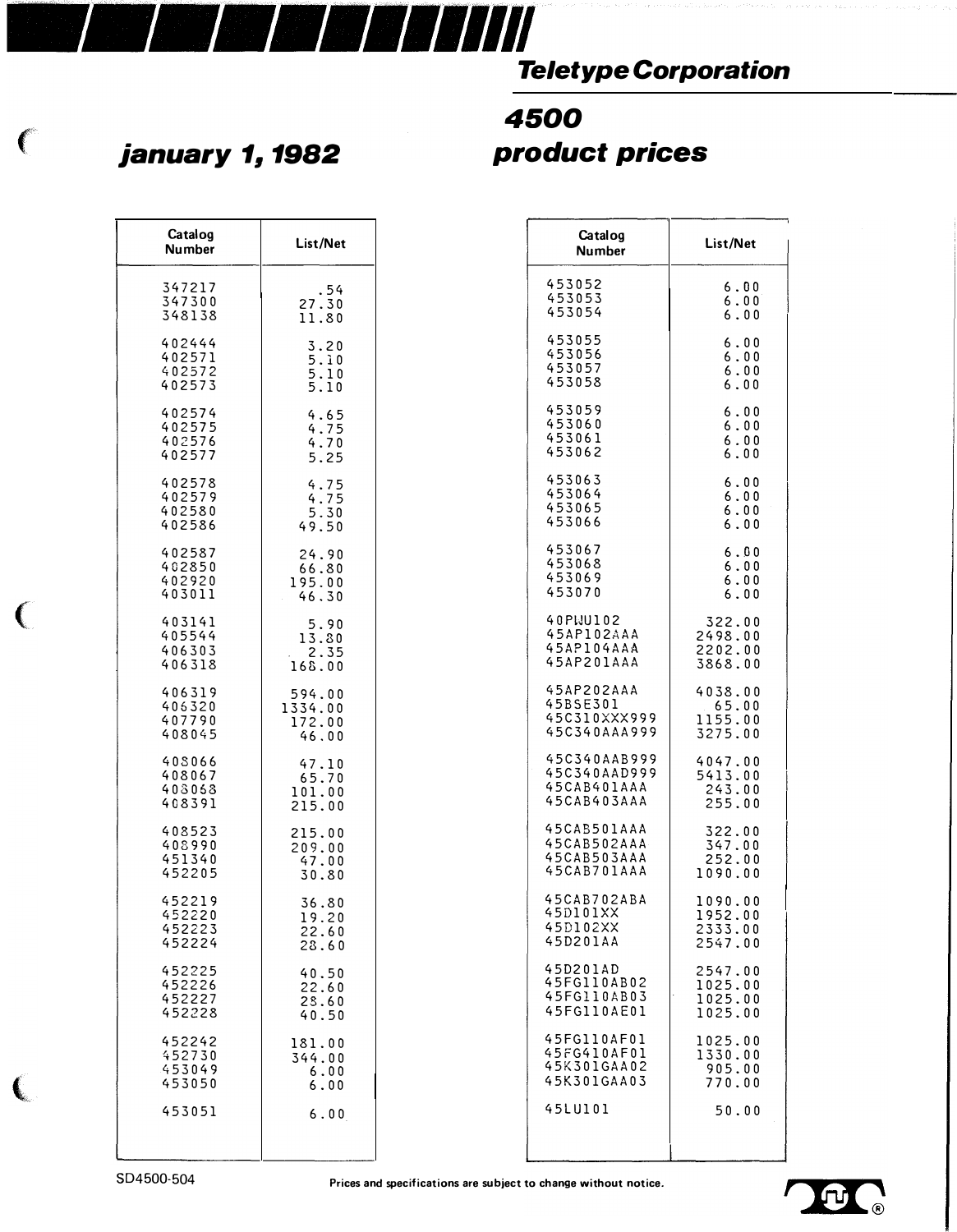## Teletype Corporation

# january 1, 1982

# 4500 product prices

| Catalog Number | List/Net |
|---|---|
| 347217 | .54 |
| 347300 | 27.30 |
| 348138 | 11.80 |
| 402444 | 3.20 |
| 402571 | 5.10 |
| 402572 | 5.10 |
| 402573 | 5.10 |
| 402574 | 4.65 |
| 402575 | 4.75 |
| 402576 | 4.70 |
| 402577 | 5.25 |
| 402578 | 4.75 |
| 402579 | 4.75 |
| 402580 | 5.30 |
| 402586 | 49.50 |
| 402587 | 24.90 |
| 402850 | 66.80 |
| 402920 | 195.00 |
| 403011 | 46.30 |
| 403141 | 5.90 |
| 405544 | 13.80 |
| 406303 | 2.35 |
| 406318 | 168.00 |
| 406319 | 594.00 |
| 406320 | 1334.00 |
| 407790 | 172.00 |
| 408045 | 46.00 |
| 408066 | 47.10 |
| 408067 | 65.70 |
| 408068 | 101.00 |
| 408391 | 215.00 |
| 408523 | 215.00 |
| 408990 | 209.00 |
| 451340 | 47.00 |
| 452205 | 30.80 |
| 452219 | 36.80 |
| 452220 | 19.20 |
| 452223 | 22.60 |
| 452224 | 28.60 |
| 452225 | 40.50 |
| 452226 | 22.60 |
| 452227 | 28.60 |
| 452228 | 40.50 |
| 452242 | 181.00 |
| 452730 | 344.00 |
| 453049 | 6.00 |
| 453050 | 6.00 |
| 453051 | 6.00 |
| 453052 | 6.00 |
| 453053 | 6.00 |
| 453054 | 6.00 |
| 453055 | 6.00 |
| 453056 | 6.00 |
| 453057 | 6.00 |
| 453058 | 6.00 |
| 453059 | 6.00 |
| 453060 | 6.00 |
| 453061 | 6.00 |
| 453062 | 6.00 |
| 453063 | 6.00 |
| 453064 | 6.00 |
| 453065 | 6.00 |
| 453066 | 6.00 |
| 453067 | 6.00 |
| 453068 | 6.00 |
| 453069 | 6.00 |
| 453070 | 6.00 |
| 40PWU102 | 322.00 |
| 45AP102AAA | 2498.00 |
| 45AP104AAA | 2202.00 |
| 45AP201AAA | 3868.00 |
| 45AP202AAA | 4038.00 |
| 45BSE301 | 65.00 |
| 45C310XXX999 | 1155.00 |
| 45C340AAA999 | 3275.00 |
| 45C340AAB999 | 4047.00 |
| 45C340AAD999 | 5413.00 |
| 45CAB401AAA | 243.00 |
| 45CAB403AAA | 255.00 |
| 45CAB501AAA | 322.00 |
| 45CAB502AAA | 347.00 |
| 45CAB503AAA | 252.00 |
| 45CAB701AAA | 1090.00 |
| 45CAB702ABA | 1090.00 |
| 45D101XX | 1952.00 |
| 45D102XX | 2333.00 |
| 45D201AA | 2547.00 |
| 45D201AD | 2547.00 |
| 45FG110AB02 | 1025.00 |
| 45FG110AB03 | 1025.00 |
| 45FG110AE01 | 1025.00 |
| 45FG110AF01 | 1025.00 |
| 45FG410AF01 | 1330.00 |
| 45K301GAA02 | 905.00 |
| 45K301GAA03 | 770.00 |
| 45LU101 | 50.00 |

SD4500-504

Prices and specifications are subject to change without notice.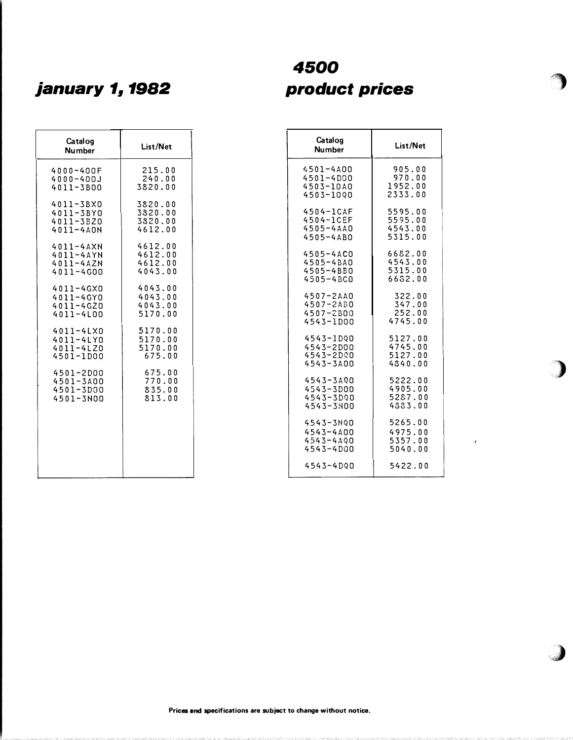# january 1, 1982

# 4500 product prices

| Catalog Number | List/Net |
|---|---|
| 4000-400F | 215.00 |
| 4000-400J | 240.00 |
| 4011-3B00 | 3820.00 |
| 4011-3BX0 | 3820.00 |
| 4011-3BY0 | 3820.00 |
| 4011-3BZ0 | 3820.00 |
| 4011-4A0N | 4612.00 |
| 4011-4AXN | 4612.00 |
| 4011-4AYN | 4612.00 |
| 4011-4AZN | 4612.00 |
| 4011-4G00 | 4043.00 |
| 4011-4GX0 | 4043.00 |
| 4011-4GY0 | 4043.00 |
| 4011-4GZ0 | 4043.00 |
| 4011-4L00 | 5170.00 |
| 4011-4LX0 | 5170.00 |
| 4011-4LY0 | 5170.00 |
| 4011-4LZ0 | 5170.00 |
| 4501-1D00 | 675.00 |
| 4501-2D00 | 675.00 |
| 4501-3A00 | 770.00 |
| 4501-3D00 | 835.00 |
| 4501-3N00 | 813.00 |

| Catalog Number | List/Net |
|---|---|
| 4501-4A00 | 905.00 |
| 4501-4D00 | 970.00 |
| 4503-10A0 | 1952.00 |
| 4503-10Q0 | 2333.00 |
| 4504-1CAF | 5595.00 |
| 4504-1CEF | 5595.00 |
| 4505-4AA0 | 4543.00 |
| 4505-4AB0 | 5315.00 |
| 4505-4AC0 | 6682.00 |
| 4505-4BA0 | 4543.00 |
| 4505-4BB0 | 5315.00 |
| 4505-4BC0 | 6682.00 |
| 4507-2AA0 | 322.00 |
| 4507-2AB0 | 347.00 |
| 4507-2B00 | 252.00 |
| 4543-1D00 | 4745.00 |
| 4543-1DQ0 | 5127.00 |
| 4543-2D00 | 4745.00 |
| 4543-2DQ0 | 5127.00 |
| 4543-3A00 | 4840.00 |
| 4543-3AQ0 | 5222.00 |
| 4543-3D00 | 4905.00 |
| 4543-3DQ0 | 5287.00 |
| 4543-3N00 | 4883.00 |
| 4543-3NQ0 | 5265.00 |
| 4543-4A00 | 4975.00 |
| 4543-4AQ0 | 5357.00 |
| 4543-4D00 | 5040.00 |
| 4543-4DQ0 | 5422.00 |

**Prices and specifications are subject to change without notice.**